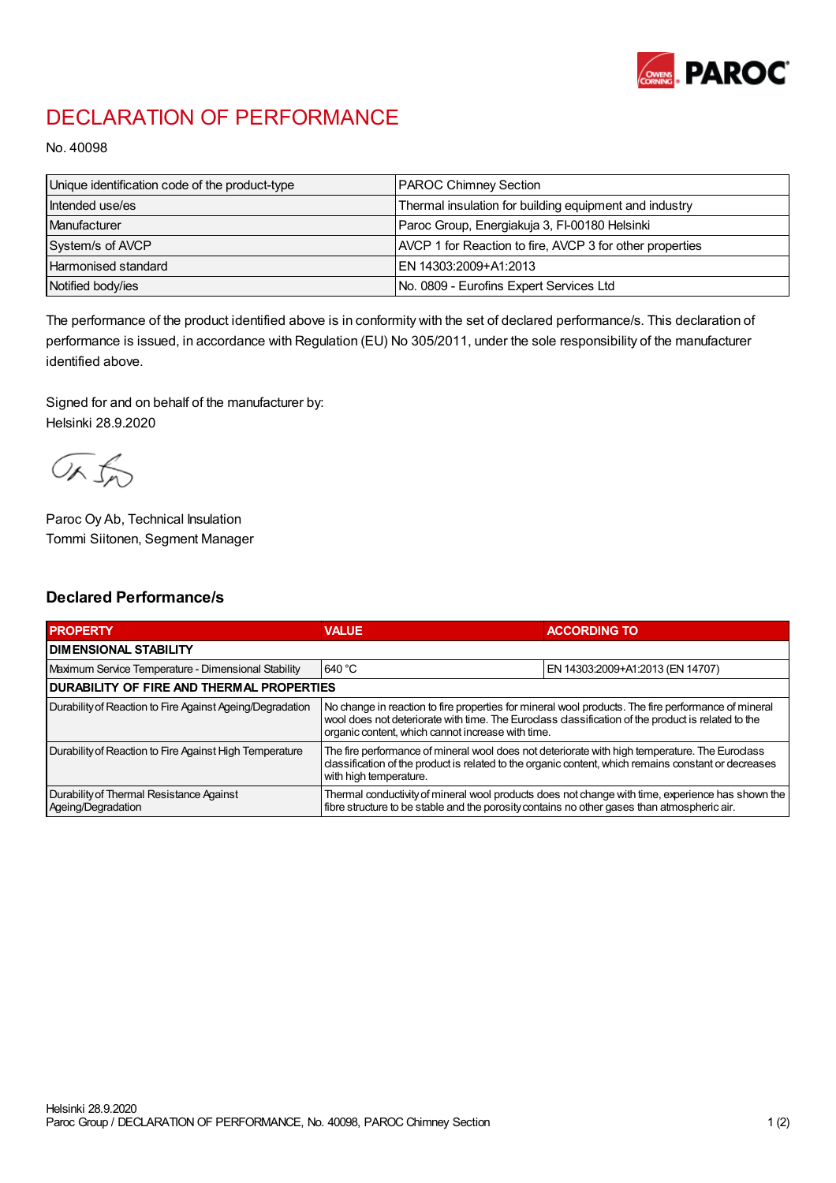# DECLARATION OF PERFORMANCE

No. 40098

| | |
|---|---|
| Unique identification code of the product-type | PAROC Chimney Section |
| Intended use/es | Thermal insulation for building equipment and industry |
| Manufacturer | Paroc Group, Energiakuja 3, FI-00180 Helsinki |
| System/s of AVCP | AVCP 1 for Reaction to fire, AVCP 3 for other properties |
| Harmonised standard | EN 14303:2009+A1:2013 |
| Notified body/ies | No. 0809 - Eurofins Expert Services Ltd |

The performance of the product identified above is in conformity with the set of declared performance/s. This declaration of performance is issued, in accordance with Regulation (EU) No 305/2011, under the sole responsibility of the manufacturer identified above.

Signed for and on behalf of the manufacturer by:
Helsinki 28.9.2020

Paroc Oy Ab, Technical Insulation
Tommi Siitonen, Segment Manager

## Declared Performance/s

| PROPERTY | VALUE | ACCORDING TO |
|---|---|---|
| **DIMENSIONAL STABILITY** | | |
| Maximum Service Temperature - Dimensional Stability | 640 °C | EN 14303:2009+A1:2013 (EN 14707) |
| **DURABILITY OF FIRE AND THERMAL PROPERTIES** | | |
| Durability of Reaction to Fire Against Ageing/Degradation | No change in reaction to fire properties for mineral wool products. The fire performance of mineral wool does not deteriorate with time. The Euroclass classification of the product is related to the organic content, which cannot increase with time. | |
| Durability of Reaction to Fire Against High Temperature | The fire performance of mineral wool does not deteriorate with high temperature. The Euroclass classification of the product is related to the organic content, which remains constant or decreases with high temperature. | |
| Durability of Thermal Resistance Against Ageing/Degradation | Thermal conductivity of mineral wool products does not change with time, experience has shown the fibre structure to be stable and the porosity contains no other gases than atmospheric air. | |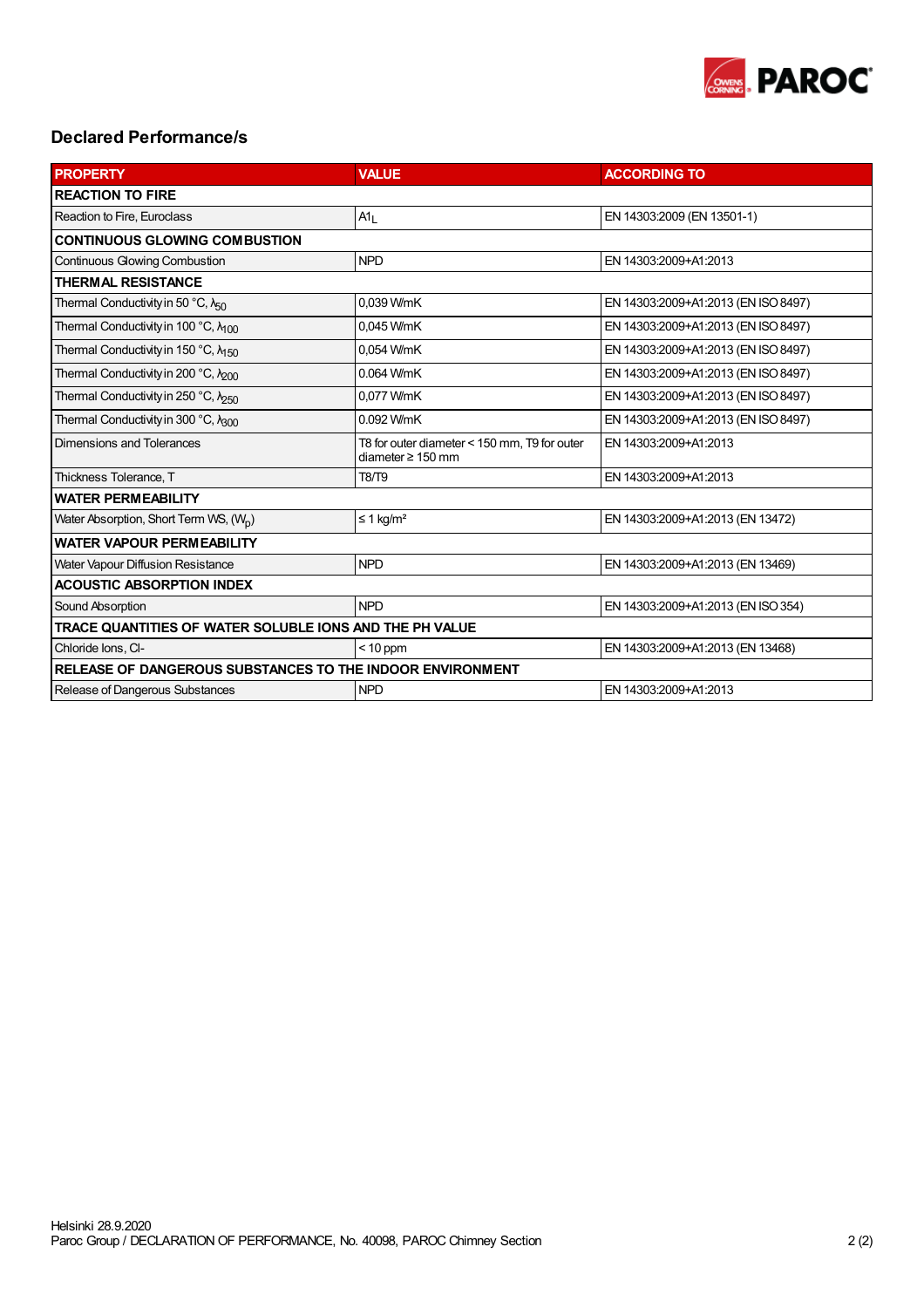## Declared Performance/s

| PROPERTY | VALUE | ACCORDING TO |
|---|---|---|
| **REACTION TO FIRE** | | |
| Reaction to Fire, Euroclass | $A1_L$ | EN 14303:2009 (EN 13501-1) |
| **CONTINUOUS GLOWING COMBUSTION** | | |
| Continuous Glowing Combustion | NPD | EN 14303:2009+A1:2013 |
| **THERMAL RESISTANCE** | | |
| Thermal Conductivity in 50 °C, $\lambda_{50}$ | 0,039 W/mK | EN 14303:2009+A1:2013 (EN ISO 8497) |
| Thermal Conductivity in 100 °C, $\lambda_{100}$ | 0,045 W/mK | EN 14303:2009+A1:2013 (EN ISO 8497) |
| Thermal Conductivity in 150 °C, $\lambda_{150}$ | 0,054 W/mK | EN 14303:2009+A1:2013 (EN ISO 8497) |
| Thermal Conductivity in 200 °C, $\lambda_{200}$ | 0.064 W/mK | EN 14303:2009+A1:2013 (EN ISO 8497) |
| Thermal Conductivity in 250 °C, $\lambda_{250}$ | 0,077 W/mK | EN 14303:2009+A1:2013 (EN ISO 8497) |
| Thermal Conductivity in 300 °C, $\lambda_{300}$ | 0.092 W/mK | EN 14303:2009+A1:2013 (EN ISO 8497) |
| Dimensions and Tolerances | T8 for outer diameter < 150 mm, T9 for outer diameter ≥ 150 mm | EN 14303:2009+A1:2013 |
| Thickness Tolerance, T | T8/T9 | EN 14303:2009+A1:2013 |
| **WATER PERMEABILITY** | | |
| Water Absorption, Short Term WS, ($W_p$) | ≤ 1 kg/m² | EN 14303:2009+A1:2013 (EN 13472) |
| **WATER VAPOUR PERMEABILITY** | | |
| Water Vapour Diffusion Resistance | NPD | EN 14303:2009+A1:2013 (EN 13469) |
| **ACOUSTIC ABSORPTION INDEX** | | |
| Sound Absorption | NPD | EN 14303:2009+A1:2013 (EN ISO 354) |
| **TRACE QUANTITIES OF WATER SOLUBLE IONS AND THE PH VALUE** | | |
| Chloride Ions, Cl- | < 10 ppm | EN 14303:2009+A1:2013 (EN 13468) |
| **RELEASE OF DANGEROUS SUBSTANCES TO THE INDOOR ENVIRONMENT** | | |
| Release of Dangerous Substances | NPD | EN 14303:2009+A1:2013 |

Helsinki 28.9.2020
Paroc Group / DECLARATION OF PERFORMANCE, No. 40098, PAROC Chimney Section